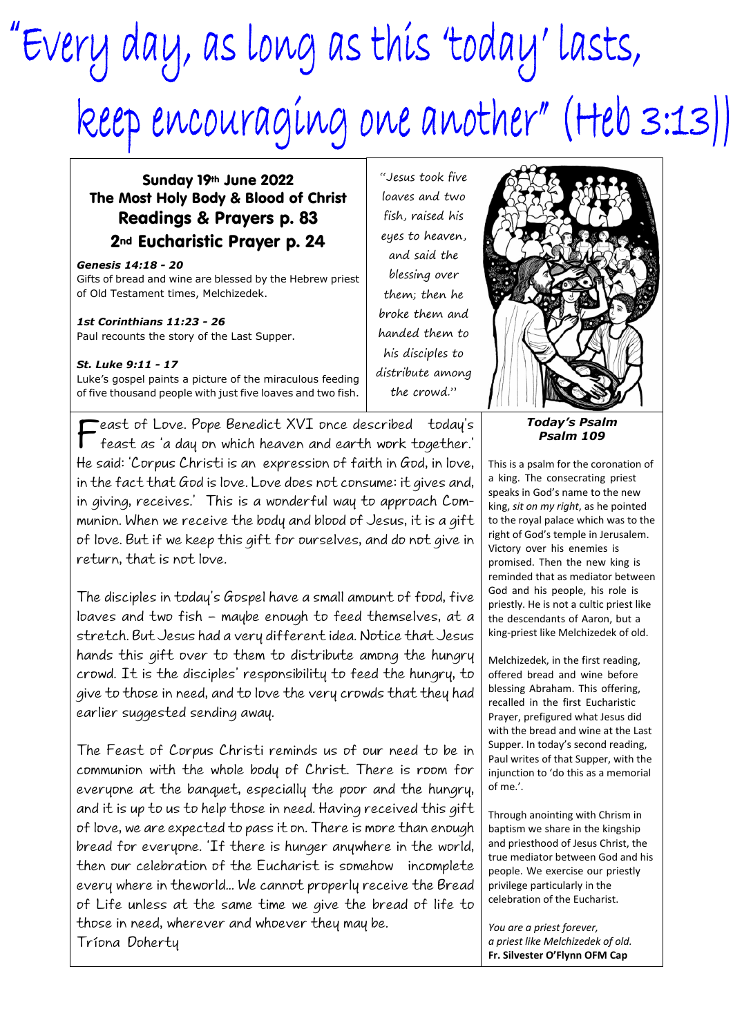# "Every day, as long as this 'today' lasts, keep encouraging one another" (Heb 3:13)

**Sunday 19th June 2022**
**The Most Holy Body & Blood of Christ**
**Readings & Prayers p. 83**
**2nd Eucharistic Prayer p. 24**

***Genesis 14:18 - 20***
Gifts of bread and wine are blessed by the Hebrew priest of Old Testament times, Melchizedek.

***1st Corinthians 11:23 - 26***
Paul recounts the story of the Last Supper.

***St. Luke 9:11 - 17***
Luke's gospel paints a picture of the miraculous feeding of five thousand people with just five loaves and two fish.

*"Jesus took five loaves and two fish, raised his eyes to heaven, and said the blessing over them; then he broke them and handed them to his disciples to distribute among the crowd."*

Feast of Love. Pope Benedict XVI once described today's feast as 'a day on which heaven and earth work together.' He said: 'Corpus Christi is an expression of faith in God, in love, in the fact that God is love. Love does not consume: it gives and, in giving, receives.' This is a wonderful way to approach Communion. When we receive the body and blood of Jesus, it is a gift of love. But if we keep this gift for ourselves, and do not give in return, that is not love.

The disciples in today's Gospel have a small amount of food, five loaves and two fish – maybe enough to feed themselves, at a stretch. But Jesus had a very different idea. Notice that Jesus hands this gift over to them to distribute among the hungry crowd. It is the disciples' responsibility to feed the hungry, to give to those in need, and to love the very crowds that they had earlier suggested sending away.

The Feast of Corpus Christi reminds us of our need to be in communion with the whole body of Christ. There is room for everyone at the banquet, especially the poor and the hungry, and it is up to us to help those in need. Having received this gift of love, we are expected to pass it on. There is more than enough bread for everyone. 'If there is hunger anywhere in the world, then our celebration of the Eucharist is somehow incomplete every where in theworld... We cannot properly receive the Bread of Life unless at the same time we give the bread of life to those in need, wherever and whoever they may be.
Tríona Doherty

***Today's Psalm***
***Psalm 109***

This is a psalm for the coronation of a king. The consecrating priest speaks in God's name to the new king, *sit on my right*, as he pointed to the royal palace which was to the right of God's temple in Jerusalem. Victory over his enemies is promised. Then the new king is reminded that as mediator between God and his people, his role is priestly. He is not a cultic priest like the descendants of Aaron, but a king-priest like Melchizedek of old.

Melchizedek, in the first reading, offered bread and wine before blessing Abraham. This offering, recalled in the first Eucharistic Prayer, prefigured what Jesus did with the bread and wine at the Last Supper. In today's second reading, Paul writes of that Supper, with the injunction to 'do this as a memorial of me.'.

Through anointing with Chrism in baptism we share in the kingship and priesthood of Jesus Christ, the true mediator between God and his people. We exercise our priestly privilege particularly in the celebration of the Eucharist.

*You are a priest forever,*
*a priest like Melchizedek of old.*
**Fr. Silvester O'Flynn OFM Cap**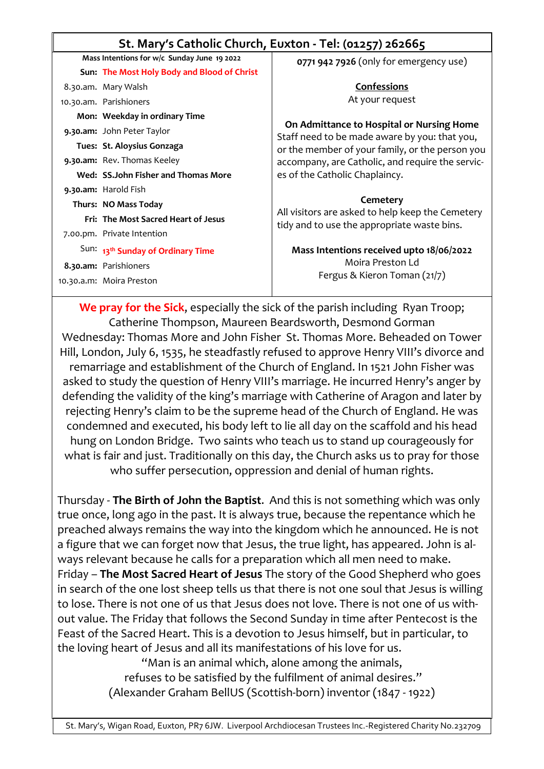# St. Mary's Catholic Church, Euxton - Tel: (01257) 262665

**Mass Intentions for w/c Sunday June 19 2022**

| | |
|---|---|
| **Sun:** | **The Most Holy Body and Blood of Christ** |
| 8.30.am. | Mary Walsh |
| 10.30.am. | Parishioners |
| **Mon:** | **Weekday in ordinary Time** |
| **9.30.am:** | John Peter Taylor |
| **Tues:** | **St. Aloysius Gonzaga** |
| **9.30.am:** | Rev. Thomas Keeley |
| **Wed:** | **SS.John Fisher and Thomas More** |
| **9.30.am:** | Harold Fish |
| **Thurs:** | **NO Mass Today** |
| **Fri:** | **The Most Sacred Heart of Jesus** |
| 7.00.pm. | Private Intention |
| Sun: | **13th Sunday of Ordinary Time** |
| **8.30.am:** | Parishioners |
| 10.30.a.m: | Moira Preston |

**0771 942 7926** (only for emergency use)

**Confessions**
At your request

**On Admittance to Hospital or Nursing Home**
Staff need to be made aware by you: that you, or the member of your family, or the person you accompany, are Catholic, and require the services of the Catholic Chaplaincy.

**Cemetery**
All visitors are asked to help keep the Cemetery tidy and to use the appropriate waste bins.

**Mass Intentions received upto 18/06/2022**
Moira Preston Ld
Fergus & Kieron Toman (21/7)

**We pray for the Sick**, especially the sick of the parish including Ryan Troop; Catherine Thompson, Maureen Beardsworth, Desmond Gorman

Wednesday: Thomas More and John Fisher St. Thomas More. Beheaded on Tower Hill, London, July 6, 1535, he steadfastly refused to approve Henry VIII's divorce and remarriage and establishment of the Church of England. In 1521 John Fisher was asked to study the question of Henry VIII's marriage. He incurred Henry's anger by defending the validity of the king's marriage with Catherine of Aragon and later by rejecting Henry's claim to be the supreme head of the Church of England. He was condemned and executed, his body left to lie all day on the scaffold and his head hung on London Bridge. Two saints who teach us to stand up courageously for what is fair and just. Traditionally on this day, the Church asks us to pray for those who suffer persecution, oppression and denial of human rights.

Thursday - **The Birth of John the Baptist**. And this is not something which was only true once, long ago in the past. It is always true, because the repentance which he preached always remains the way into the kingdom which he announced. He is not a figure that we can forget now that Jesus, the true light, has appeared. John is always relevant because he calls for a preparation which all men need to make.

Friday – **The Most Sacred Heart of Jesus** The story of the Good Shepherd who goes in search of the one lost sheep tells us that there is not one soul that Jesus is willing to lose. There is not one of us that Jesus does not love. There is not one of us without value. The Friday that follows the Second Sunday in time after Pentecost is the Feast of the Sacred Heart. This is a devotion to Jesus himself, but in particular, to the loving heart of Jesus and all its manifestations of his love for us.

"Man is an animal which, alone among the animals,
refuses to be satisfied by the fulfilment of animal desires."
(Alexander Graham BellUS (Scottish-born) inventor (1847 - 1922)

St. Mary's, Wigan Road, Euxton, PR7 6JW. Liverpool Archdiocesan Trustees Inc.-Registered Charity No.232709